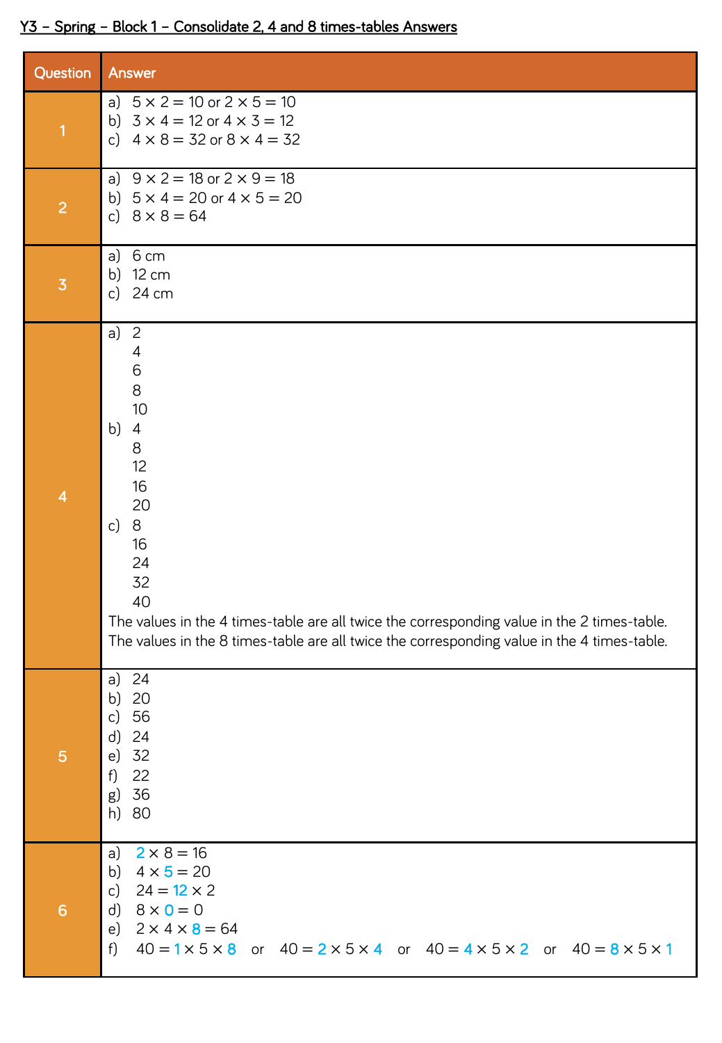Y3 – Spring – Block 1 – Consolidate 2, 4 and 8 times-tables Answers

| Question | Answer |
|---|---|
| 1 | a) $5 \times 2 = 10$ or $2 \times 5 = 10$<br>b) $3 \times 4 = 12$ or $4 \times 3 = 12$<br>c) $4 \times 8 = 32$ or $8 \times 4 = 32$ |
| 2 | a) $9 \times 2 = 18$ or $2 \times 9 = 18$<br>b) $5 \times 4 = 20$ or $4 \times 5 = 20$<br>c) $8 \times 8 = 64$ |
| 3 | a) 6 cm<br>b) 12 cm<br>c) 24 cm |
| 4 | a) 2<br>4<br>6<br>8<br>10<br>b) 4<br>8<br>12<br>16<br>20<br>c) 8<br>16<br>24<br>32<br>40<br>The values in the 4 times-table are all twice the corresponding value in the 2 times-table.<br>The values in the 8 times-table are all twice the corresponding value in the 4 times-table. |
| 5 | a) 24<br>b) 20<br>c) 56<br>d) 24<br>e) 32<br>f) 22<br>g) 36<br>h) 80 |
| 6 | a) $2 \times 8 = 16$<br>b) $4 \times 5 = 20$<br>c) $24 = 12 \times 2$<br>d) $8 \times 0 = 0$<br>e) $2 \times 4 \times 8 = 64$<br>f) $40 = 1 \times 5 \times 8$ or $40 = 2 \times 5 \times 4$ or $40 = 4 \times 5 \times 2$ or $40 = 8 \times 5 \times 1$ |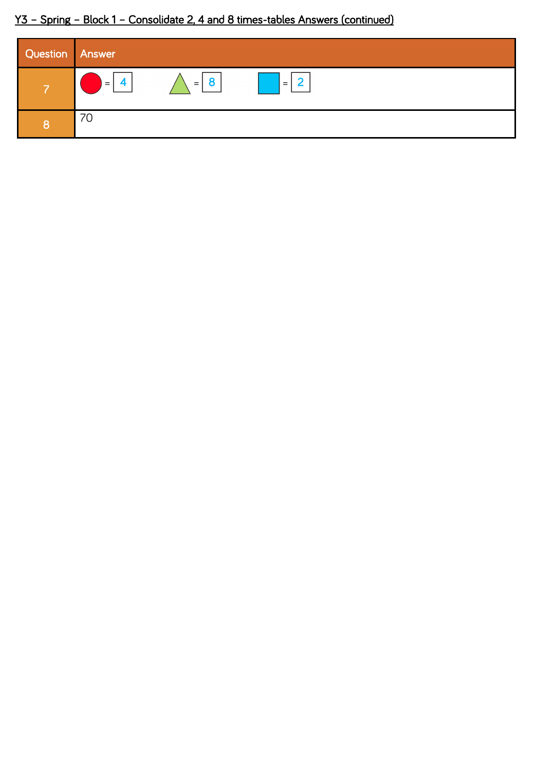Y3 – Spring – Block 1 – Consolidate 2, 4 and 8 times-tables Answers (continued)

| Question | Answer |
|---|---|
| 7 | ● = 4    ▲ = 8    ■ = 2 |
| 8 | 70 |